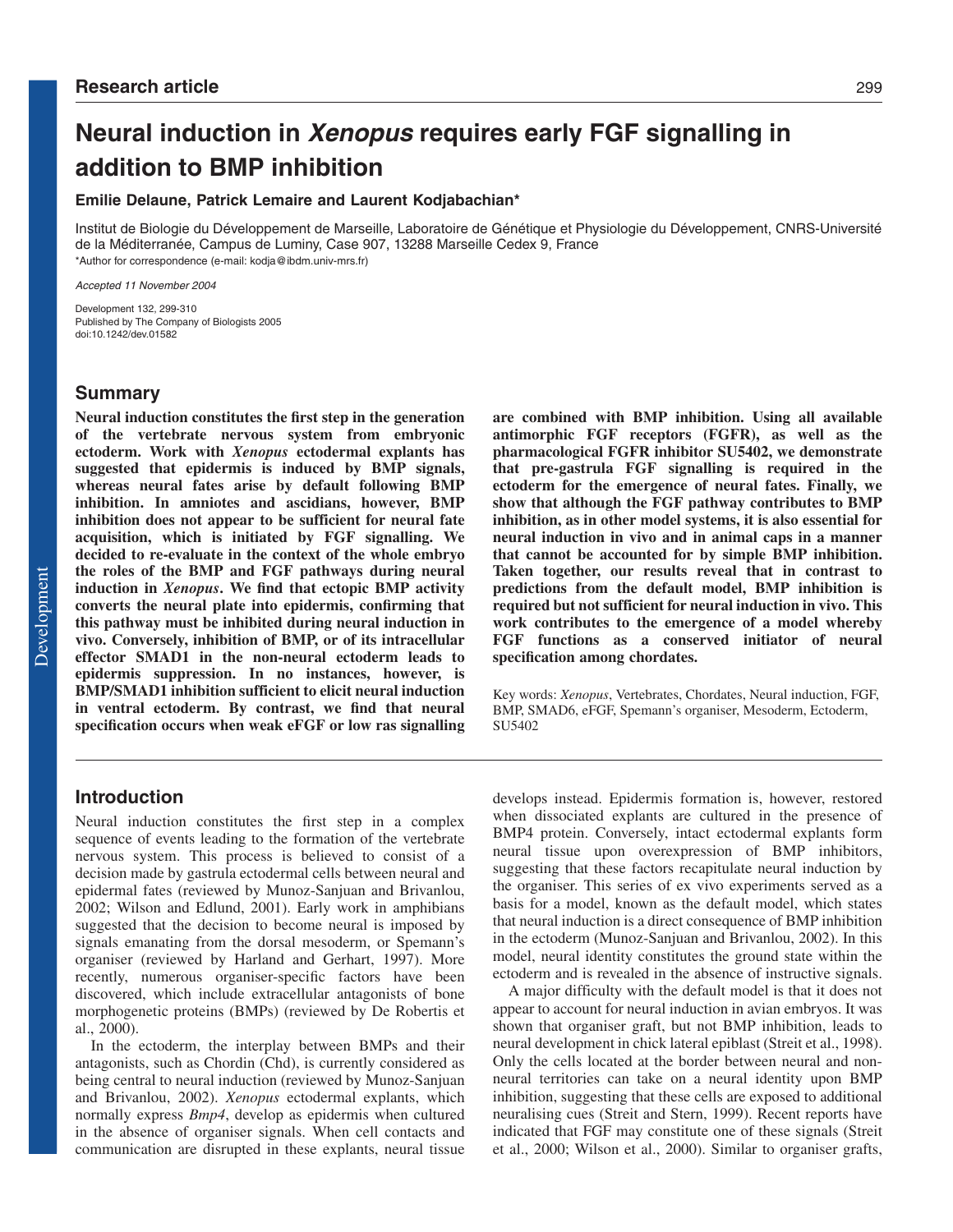Research article

# Neural induction in *Xenopus* requires early FGF signalling in addition to BMP inhibition

**Emilie Delaune, Patrick Lemaire and Laurent Kodjabachian***

Institut de Biologie du Développement de Marseille, Laboratoire de Génétique et Physiologie du Développement, CNRS-Université de la Méditerranée, Campus de Luminy, Case 907, 13288 Marseille Cedex 9, France

*Author for correspondence (e-mail: kodja@ibdm.univ-mrs.fr)

*Accepted 11 November 2004*

Development 132, 299-310
Published by The Company of Biologists 2005
doi:10.1242/dev.01582

## Summary

**Neural induction constitutes the first step in the generation of the vertebrate nervous system from embryonic ectoderm. Work with *Xenopus* ectodermal explants has suggested that epidermis is induced by BMP signals, whereas neural fates arise by default following BMP inhibition. In amniotes and ascidians, however, BMP inhibition does not appear to be sufficient for neural fate acquisition, which is initiated by FGF signalling. We decided to re-evaluate in the context of the whole embryo the roles of the BMP and FGF pathways during neural induction in *Xenopus*. We find that ectopic BMP activity converts the neural plate into epidermis, confirming that this pathway must be inhibited during neural induction in vivo. Conversely, inhibition of BMP, or of its intracellular effector SMAD1 in the non-neural ectoderm leads to epidermis suppression. In no instances, however, is BMP/SMAD1 inhibition sufficient to elicit neural induction in ventral ectoderm. By contrast, we find that neural specification occurs when weak eFGF or low ras signalling are combined with BMP inhibition. Using all available antimorphic FGF receptors (FGFR), as well as the pharmacological FGFR inhibitor SU5402, we demonstrate that pre-gastrula FGF signalling is required in the ectoderm for the emergence of neural fates. Finally, we show that although the FGF pathway contributes to BMP inhibition, as in other model systems, it is also essential for neural induction in vivo and in animal caps in a manner that cannot be accounted for by simple BMP inhibition. Taken together, our results reveal that in contrast to predictions from the default model, BMP inhibition is required but not sufficient for neural induction in vivo. This work contributes to the emergence of a model whereby FGF functions as a conserved initiator of neural specification among chordates.**

Key words: *Xenopus*, Vertebrates, Chordates, Neural induction, FGF, BMP, SMAD6, eFGF, Spemann's organiser, Mesoderm, Ectoderm, SU5402

## Introduction

Neural induction constitutes the first step in a complex sequence of events leading to the formation of the vertebrate nervous system. This process is believed to consist of a decision made by gastrula ectodermal cells between neural and epidermal fates (reviewed by Munoz-Sanjuan and Brivanlou, 2002; Wilson and Edlund, 2001). Early work in amphibians suggested that the decision to become neural is imposed by signals emanating from the dorsal mesoderm, or Spemann's organiser (reviewed by Harland and Gerhart, 1997). More recently, numerous organiser-specific factors have been discovered, which include extracellular antagonists of bone morphogenetic proteins (BMPs) (reviewed by De Robertis et al., 2000).

In the ectoderm, the interplay between BMPs and their antagonists, such as Chordin (Chd), is currently considered as being central to neural induction (reviewed by Munoz-Sanjuan and Brivanlou, 2002). *Xenopus* ectodermal explants, which normally express *Bmp4*, develop as epidermis when cultured in the absence of organiser signals. When cell contacts and communication are disrupted in these explants, neural tissue develops instead. Epidermis formation is, however, restored when dissociated explants are cultured in the presence of BMP4 protein. Conversely, intact ectodermal explants form neural tissue upon overexpression of BMP inhibitors, suggesting that these factors recapitulate neural induction by the organiser. This series of ex vivo experiments served as a basis for a model, known as the default model, which states that neural induction is a direct consequence of BMP inhibition in the ectoderm (Munoz-Sanjuan and Brivanlou, 2002). In this model, neural identity constitutes the ground state within the ectoderm and is revealed in the absence of instructive signals.

A major difficulty with the default model is that it does not appear to account for neural induction in avian embryos. It was shown that organiser graft, but not BMP inhibition, leads to neural development in chick lateral epiblast (Streit et al., 1998). Only the cells located at the border between neural and non-neural territories can take on a neural identity upon BMP inhibition, suggesting that these cells are exposed to additional neuralising cues (Streit and Stern, 1999). Recent reports have indicated that FGF may constitute one of these signals (Streit et al., 2000; Wilson et al., 2000). Similar to organiser grafts,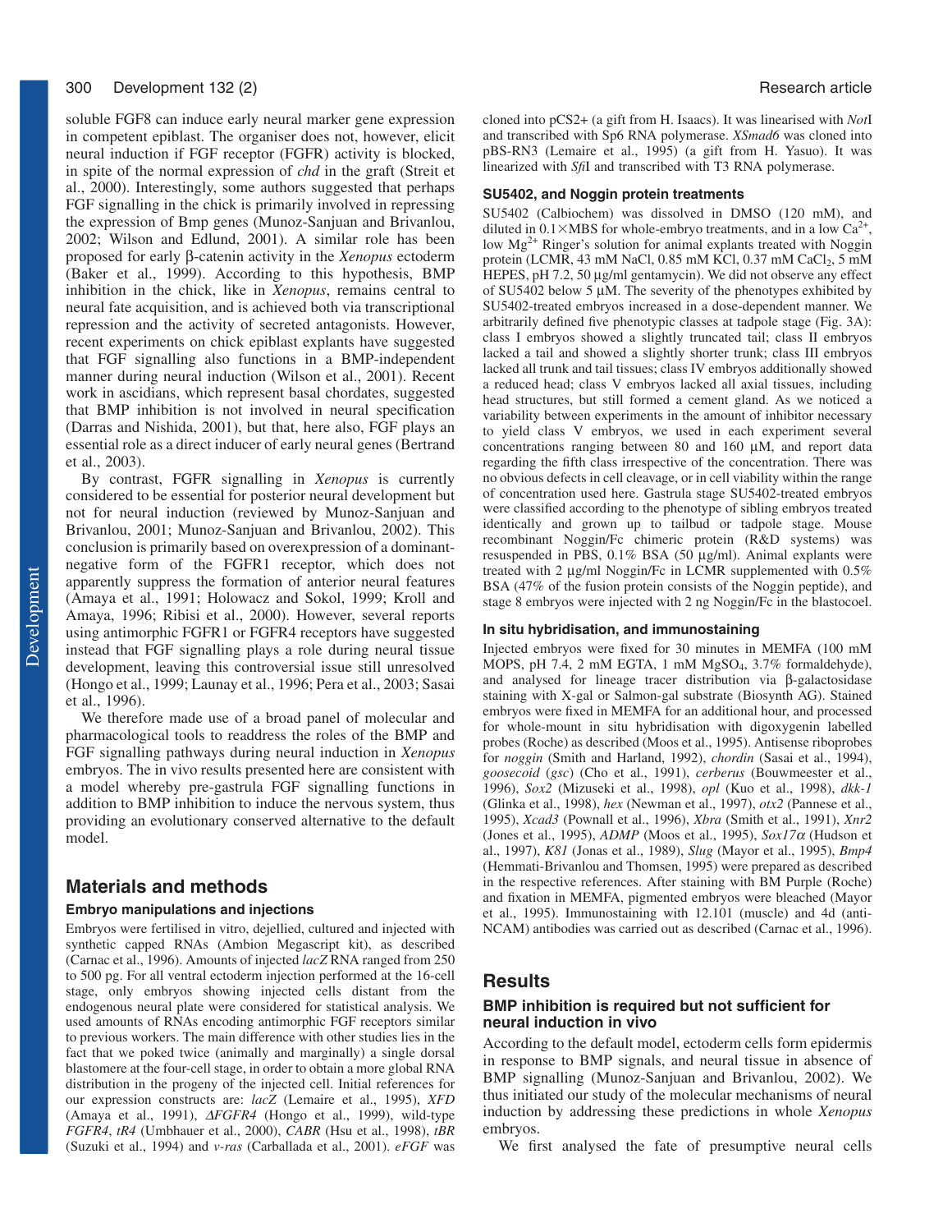soluble FGF8 can induce early neural marker gene expression in competent epiblast. The organiser does not, however, elicit neural induction if FGF receptor (FGFR) activity is blocked, in spite of the normal expression of *chd* in the graft (Streit et al., 2000). Interestingly, some authors suggested that perhaps FGF signalling in the chick is primarily involved in repressing the expression of Bmp genes (Munoz-Sanjuan and Brivanlou, 2002; Wilson and Edlund, 2001). A similar role has been proposed for early β-catenin activity in the *Xenopus* ectoderm (Baker et al., 1999). According to this hypothesis, BMP inhibition in the chick, like in *Xenopus*, remains central to neural fate acquisition, and is achieved both via transcriptional repression and the activity of secreted antagonists. However, recent experiments on chick epiblast explants have suggested that FGF signalling also functions in a BMP-independent manner during neural induction (Wilson et al., 2001). Recent work in ascidians, which represent basal chordates, suggested that BMP inhibition is not involved in neural specification (Darras and Nishida, 2001), but that, here also, FGF plays an essential role as a direct inducer of early neural genes (Bertrand et al., 2003).

By contrast, FGFR signalling in *Xenopus* is currently considered to be essential for posterior neural development but not for neural induction (reviewed by Munoz-Sanjuan and Brivanlou, 2001; Munoz-Sanjuan and Brivanlou, 2002). This conclusion is primarily based on overexpression of a dominant-negative form of the FGFR1 receptor, which does not apparently suppress the formation of anterior neural features (Amaya et al., 1991; Holowacz and Sokol, 1999; Kroll and Amaya, 1996; Ribisi et al., 2000). However, several reports using antimorphic FGFR1 or FGFR4 receptors have suggested instead that FGF signalling plays a role during neural tissue development, leaving this controversial issue still unresolved (Hongo et al., 1999; Launay et al., 1996; Pera et al., 2003; Sasai et al., 1996).

We therefore made use of a broad panel of molecular and pharmacological tools to readdress the roles of the BMP and FGF signalling pathways during neural induction in *Xenopus* embryos. The in vivo results presented here are consistent with a model whereby pre-gastrula FGF signalling functions in addition to BMP inhibition to induce the nervous system, thus providing an evolutionary conserved alternative to the default model.

## Materials and methods

### Embryo manipulations and injections

Embryos were fertilised in vitro, dejellied, cultured and injected with synthetic capped RNAs (Ambion Megascript kit), as described (Carnac et al., 1996). Amounts of injected *lacZ* RNA ranged from 250 to 500 pg. For all ventral ectoderm injection performed at the 16-cell stage, only embryos showing injected cells distant from the endogenous neural plate were considered for statistical analysis. We used amounts of RNAs encoding antimorphic FGF receptors similar to previous workers. The main difference with other studies lies in the fact that we poked twice (animally and marginally) a single dorsal blastomere at the four-cell stage, in order to obtain a more global RNA distribution in the progeny of the injected cell. Initial references for our expression constructs are: *lacZ* (Lemaire et al., 1995), *XFD* (Amaya et al., 1991), *ΔFGFR4* (Hongo et al., 1999), wild-type *FGFR4*, *tR4* (Umbhauer et al., 2000), *CABR* (Hsu et al., 1998), *tBR* (Suzuki et al., 1994) and *v-ras* (Carballada et al., 2001). *eFGF* was cloned into pCS2+ (a gift from H. Isaacs). It was linearised with *Not*I and transcribed with Sp6 RNA polymerase. *XSmad6* was cloned into pBS-RN3 (Lemaire et al., 1995) (a gift from H. Yasuo). It was linearized with *Sfi*I and transcribed with T3 RNA polymerase.

### SU5402, and Noggin protein treatments

SU5402 (Calbiochem) was dissolved in DMSO (120 mM), and diluted in 0.1×MBS for whole-embryo treatments, and in a low $Ca^{2+}$, low $Mg^{2+}$ Ringer's solution for animal explants treated with Noggin protein (LCMR, 43 mM NaCl, 0.85 mM KCl, 0.37 mM $CaCl_2$, 5 mM HEPES, pH 7.2, 50 μg/ml gentamycin). We did not observe any effect of SU5402 below 5 μM. The severity of the phenotypes exhibited by SU5402-treated embryos increased in a dose-dependent manner. We arbitrarily defined five phenotypic classes at tadpole stage (Fig. 3A): class I embryos showed a slightly truncated tail; class II embryos lacked a tail and showed a slightly shorter trunk; class III embryos lacked all trunk and tail tissues; class IV embryos additionally showed a reduced head; class V embryos lacked all axial tissues, including head structures, but still formed a cement gland. As we noticed a variability between experiments in the amount of inhibitor necessary to yield class V embryos, we used in each experiment several concentrations ranging between 80 and 160 μM, and report data regarding the fifth class irrespective of the concentration. There was no obvious defects in cell cleavage, or in cell viability within the range of concentration used here. Gastrula stage SU5402-treated embryos were classified according to the phenotype of sibling embryos treated identically and grown up to tailbud or tadpole stage. Mouse recombinant Noggin/Fc chimeric protein (R&D systems) was resuspended in PBS, 0.1% BSA (50 μg/ml). Animal explants were treated with 2 μg/ml Noggin/Fc in LCMR supplemented with 0.5% BSA (47% of the fusion protein consists of the Noggin peptide), and stage 8 embryos were injected with 2 ng Noggin/Fc in the blastocoel.

### In situ hybridisation, and immunostaining

Injected embryos were fixed for 30 minutes in MEMFA (100 mM MOPS, pH 7.4, 2 mM EGTA, 1 mM $MgSO_4$, 3.7% formaldehyde), and analysed for lineage tracer distribution via β-galactosidase staining with X-gal or Salmon-gal substrate (Biosynth AG). Stained embryos were fixed in MEMFA for an additional hour, and processed for whole-mount in situ hybridisation with digoxygenin labelled probes (Roche) as described (Moos et al., 1995). Antisense riboprobes for *noggin* (Smith and Harland, 1992), *chordin* (Sasai et al., 1994), *goosecoid* (*gsc*) (Cho et al., 1991), *cerberus* (Bouwmeester et al., 1996), *Sox2* (Mizuseki et al., 1998), *opl* (Kuo et al., 1998), *dkk-1* (Glinka et al., 1998), *hex* (Newman et al., 1997), *otx2* (Pannese et al., 1995), *Xcad3* (Pownall et al., 1996), *Xbra* (Smith et al., 1991), *Xnr2* (Jones et al., 1995), *ADMP* (Moos et al., 1995), *Sox17α* (Hudson et al., 1997), *K81* (Jonas et al., 1989), *Slug* (Mayor et al., 1995), *Bmp4* (Hemmati-Brivanlou and Thomsen, 1995) were prepared as described in the respective references. After staining with BM Purple (Roche) and fixation in MEMFA, pigmented embryos were bleached (Mayor et al., 1995). Immunostaining with 12.101 (muscle) and 4d (anti-NCAM) antibodies was carried out as described (Carnac et al., 1996).

## Results

### BMP inhibition is required but not sufficient for neural induction in vivo

According to the default model, ectoderm cells form epidermis in response to BMP signals, and neural tissue in absence of BMP signalling (Munoz-Sanjuan and Brivanlou, 2002). We thus initiated our study of the molecular mechanisms of neural induction by addressing these predictions in whole *Xenopus* embryos.

We first analysed the fate of presumptive neural cells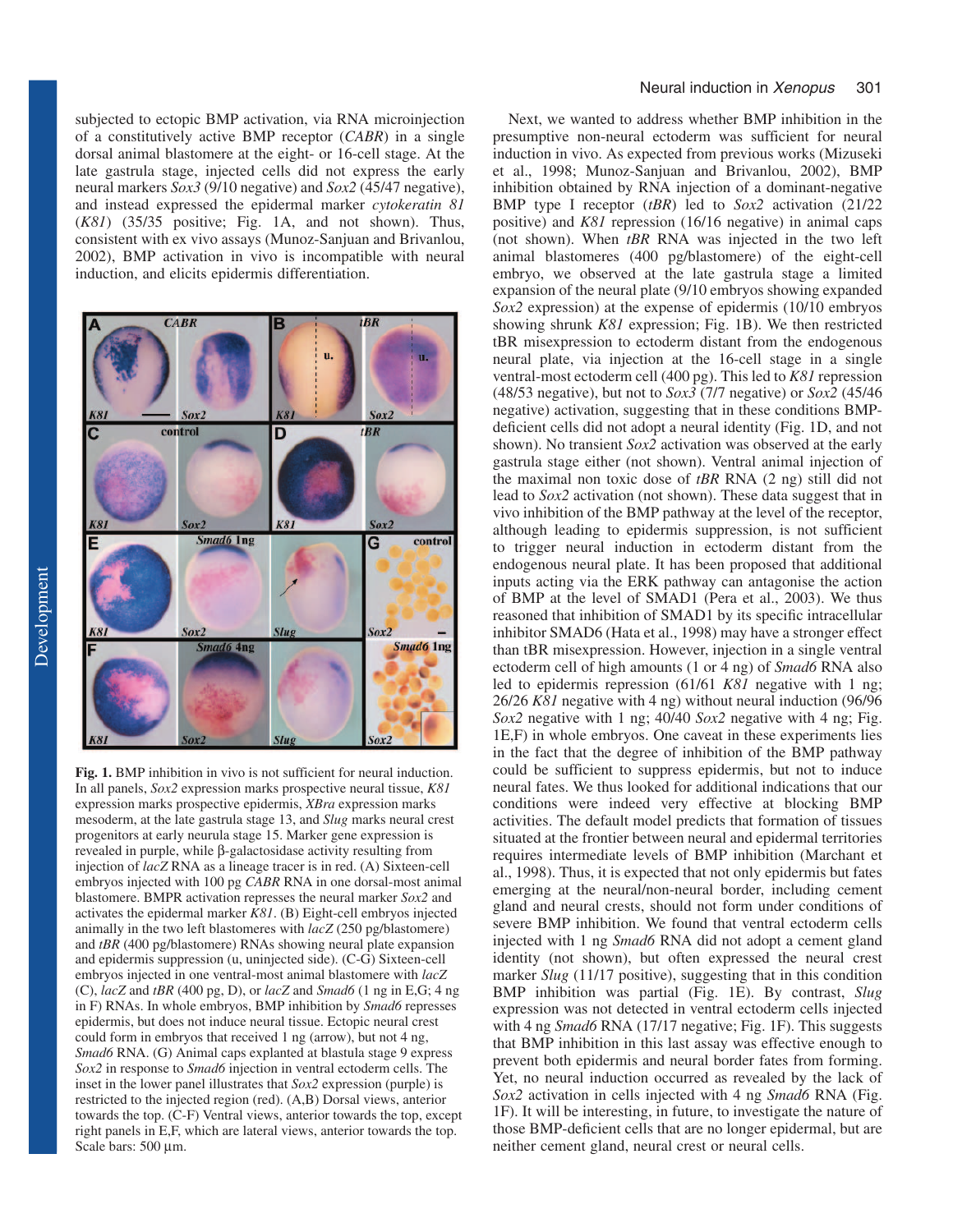subjected to ectopic BMP activation, via RNA microinjection of a constitutively active BMP receptor (*CABR*) in a single dorsal animal blastomere at the eight- or 16-cell stage. At the late gastrula stage, injected cells did not express the early neural markers *Sox3* (9/10 negative) and *Sox2* (45/47 negative), and instead expressed the epidermal marker *cytokeratin 81* (*K81*) (35/35 positive; Fig. 1A, and not shown). Thus, consistent with ex vivo assays (Munoz-Sanjuan and Brivanlou, 2002), BMP activation in vivo is incompatible with neural induction, and elicits epidermis differentiation.

**Fig. 1.** BMP inhibition in vivo is not sufficient for neural induction. In all panels, *Sox2* expression marks prospective neural tissue, *K81* expression marks prospective epidermis, *XBra* expression marks mesoderm, at the late gastrula stage 13, and *Slug* marks neural crest progenitors at early neurula stage 15. Marker gene expression is revealed in purple, while β-galactosidase activity resulting from injection of *lacZ* RNA as a lineage tracer is in red. (A) Sixteen-cell embryos injected with 100 pg *CABR* RNA in one dorsal-most animal blastomere. BMPR activation represses the neural marker *Sox2* and activates the epidermal marker *K81*. (B) Eight-cell embryos injected animally in the two left blastomeres with *lacZ* (250 pg/blastomere) and *tBR* (400 pg/blastomere) RNAs showing neural plate expansion and epidermis suppression (u, uninjected side). (C-G) Sixteen-cell embryos injected in one ventral-most animal blastomere with *lacZ* (C), *lacZ* and *tBR* (400 pg, D), or *lacZ* and *Smad6* (1 ng in E,G; 4 ng in F) RNAs. In whole embryos, BMP inhibition by *Smad6* represses epidermis, but does not induce neural tissue. Ectopic neural crest could form in embryos that received 1 ng (arrow), but not 4 ng, *Smad6* RNA. (G) Animal caps explanted at blastula stage 9 express *Sox2* in response to *Smad6* injection in ventral ectoderm cells. The inset in the lower panel illustrates that *Sox2* expression (purple) is restricted to the injected region (red). (A,B) Dorsal views, anterior towards the top. (C-F) Ventral views, anterior towards the top, except right panels in E,F, which are lateral views, anterior towards the top. Scale bars: 500 μm.

Next, we wanted to address whether BMP inhibition in the presumptive non-neural ectoderm was sufficient for neural induction in vivo. As expected from previous works (Mizuseki et al., 1998; Munoz-Sanjuan and Brivanlou, 2002), BMP inhibition obtained by RNA injection of a dominant-negative BMP type I receptor (*tBR*) led to *Sox2* activation (21/22 positive) and *K81* repression (16/16 negative) in animal caps (not shown). When *tBR* RNA was injected in the two left animal blastomeres (400 pg/blastomere) of the eight-cell embryo, we observed at the late gastrula stage a limited expansion of the neural plate (9/10 embryos showing expanded *Sox2* expression) at the expense of epidermis (10/10 embryos showing shrunk *K81* expression; Fig. 1B). We then restricted tBR misexpression to ectoderm distant from the endogenous neural plate, via injection at the 16-cell stage in a single ventral-most ectoderm cell (400 pg). This led to *K81* repression (48/53 negative), but not to *Sox3* (7/7 negative) or *Sox2* (45/46 negative) activation, suggesting that in these conditions BMP-deficient cells did not adopt a neural identity (Fig. 1D, and not shown). No transient *Sox2* activation was observed at the early gastrula stage either (not shown). Ventral animal injection of the maximal non toxic dose of *tBR* RNA (2 ng) still did not lead to *Sox2* activation (not shown). These data suggest that in vivo inhibition of the BMP pathway at the level of the receptor, although leading to epidermis suppression, is not sufficient to trigger neural induction in ectoderm distant from the endogenous neural plate. It has been proposed that additional inputs acting via the ERK pathway can antagonise the action of BMP at the level of SMAD1 (Pera et al., 2003). We thus reasoned that inhibition of SMAD1 by its specific intracellular inhibitor SMAD6 (Hata et al., 1998) may have a stronger effect than tBR misexpression. However, injection in a single ventral ectoderm cell of high amounts (1 or 4 ng) of *Smad6* RNA also led to epidermis repression (61/61 *K81* negative with 1 ng; 26/26 *K81* negative with 4 ng) without neural induction (96/96 *Sox2* negative with 1 ng; 40/40 *Sox2* negative with 4 ng; Fig. 1E,F) in whole embryos. One caveat in these experiments lies in the fact that the degree of inhibition of the BMP pathway could be sufficient to suppress epidermis, but not to induce neural fates. We thus looked for additional indications that our conditions were indeed very effective at blocking BMP activities. The default model predicts that formation of tissues situated at the frontier between neural and epidermal territories requires intermediate levels of BMP inhibition (Marchant et al., 1998). Thus, it is expected that not only epidermis but fates emerging at the neural/non-neural border, including cement gland and neural crests, should not form under conditions of severe BMP inhibition. We found that ventral ectoderm cells injected with 1 ng *Smad6* RNA did not adopt a cement gland identity (not shown), but often expressed the neural crest marker *Slug* (11/17 positive), suggesting that in this condition BMP inhibition was partial (Fig. 1E). By contrast, *Slug* expression was not detected in ventral ectoderm cells injected with 4 ng *Smad6* RNA (17/17 negative; Fig. 1F). This suggests that BMP inhibition in this last assay was effective enough to prevent both epidermis and neural border fates from forming. Yet, no neural induction occurred as revealed by the lack of *Sox2* activation in cells injected with 4 ng *Smad6* RNA (Fig. 1F). It will be interesting, in future, to investigate the nature of those BMP-deficient cells that are no longer epidermal, but are neither cement gland, neural crest or neural cells.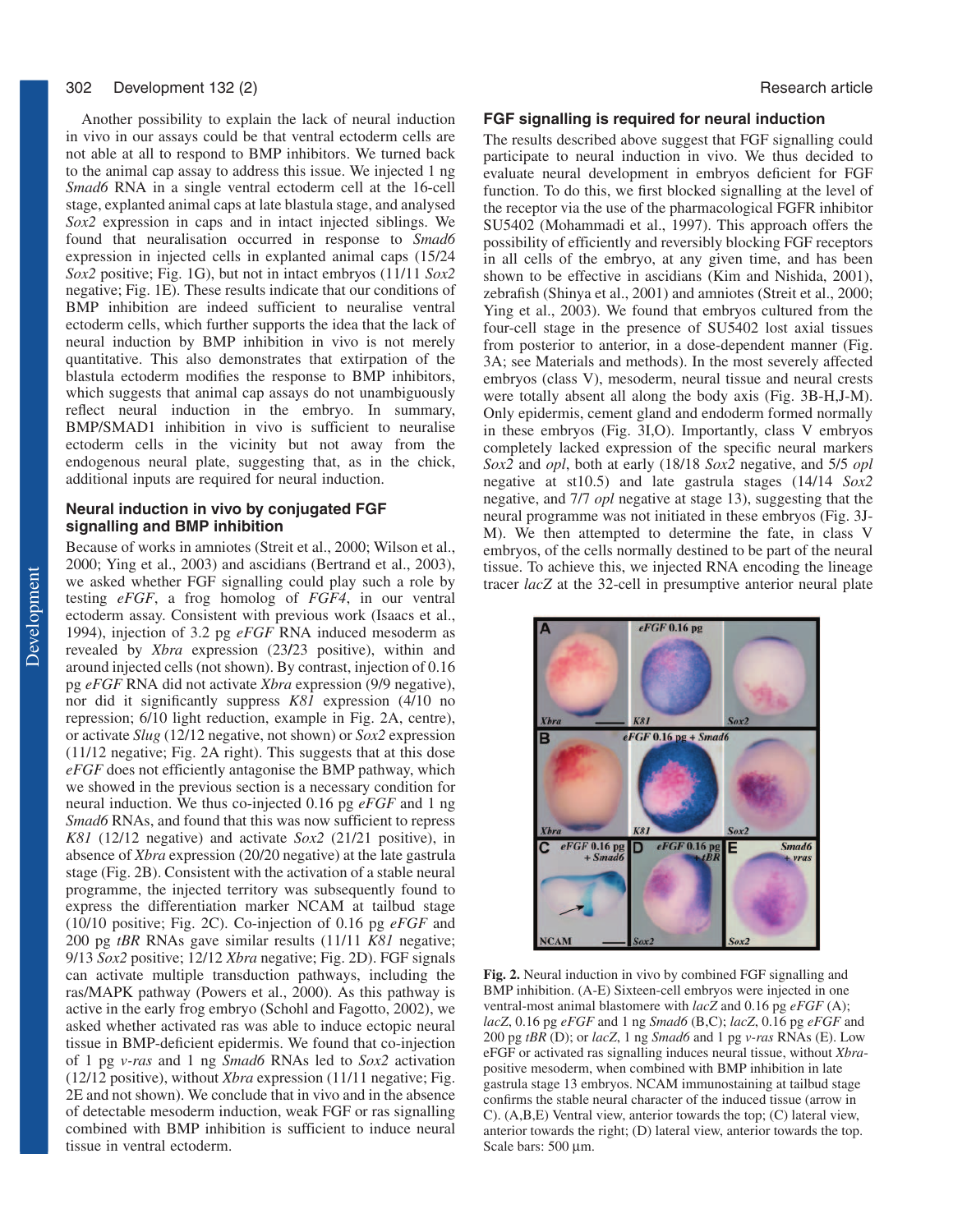Another possibility to explain the lack of neural induction in vivo in our assays could be that ventral ectoderm cells are not able at all to respond to BMP inhibitors. We turned back to the animal cap assay to address this issue. We injected 1 ng *Smad6* RNA in a single ventral ectoderm cell at the 16-cell stage, explanted animal caps at late blastula stage, and analysed *Sox2* expression in caps and in intact injected siblings. We found that neuralisation occurred in response to *Smad6* expression in injected cells in explanted animal caps (15/24 *Sox2* positive; Fig. 1G), but not in intact embryos (11/11 *Sox2* negative; Fig. 1E). These results indicate that our conditions of BMP inhibition are indeed sufficient to neuralise ventral ectoderm cells, which further supports the idea that the lack of neural induction by BMP inhibition in vivo is not merely quantitative. This also demonstrates that extirpation of the blastula ectoderm modifies the response to BMP inhibitors, which suggests that animal cap assays do not unambiguously reflect neural induction in the embryo. In summary, BMP/SMAD1 inhibition in vivo is sufficient to neuralise ectoderm cells in the vicinity but not away from the endogenous neural plate, suggesting that, as in the chick, additional inputs are required for neural induction.

## Neural induction in vivo by conjugated FGF signalling and BMP inhibition

Because of works in amniotes (Streit et al., 2000; Wilson et al., 2000; Ying et al., 2003) and ascidians (Bertrand et al., 2003), we asked whether FGF signalling could play such a role by testing *eFGF*, a frog homolog of *FGF4*, in our ventral ectoderm assay. Consistent with previous work (Isaacs et al., 1994), injection of 3.2 pg *eFGF* RNA induced mesoderm as revealed by *Xbra* expression (23/23 positive), within and around injected cells (not shown). By contrast, injection of 0.16 pg *eFGF* RNA did not activate *Xbra* expression (9/9 negative), nor did it significantly suppress *K81* expression (4/10 no repression; 6/10 light reduction, example in Fig. 2A, centre), or activate *Slug* (12/12 negative, not shown) or *Sox2* expression (11/12 negative; Fig. 2A right). This suggests that at this dose *eFGF* does not efficiently antagonise the BMP pathway, which we showed in the previous section is a necessary condition for neural induction. We thus co-injected 0.16 pg *eFGF* and 1 ng *Smad6* RNAs, and found that this was now sufficient to repress *K81* (12/12 negative) and activate *Sox2* (21/21 positive), in absence of *Xbra* expression (20/20 negative) at the late gastrula stage (Fig. 2B). Consistent with the activation of a stable neural programme, the injected territory was subsequently found to express the differentiation marker NCAM at tailbud stage (10/10 positive; Fig. 2C). Co-injection of 0.16 pg *eFGF* and 200 pg *tBR* RNAs gave similar results (11/11 *K81* negative; 9/13 *Sox2* positive; 12/12 *Xbra* negative; Fig. 2D). FGF signals can activate multiple transduction pathways, including the ras/MAPK pathway (Powers et al., 2000). As this pathway is active in the early frog embryo (Schohl and Fagotto, 2002), we asked whether activated ras was able to induce ectopic neural tissue in BMP-deficient epidermis. We found that co-injection of 1 pg *v-ras* and 1 ng *Smad6* RNAs led to *Sox2* activation (12/12 positive), without *Xbra* expression (11/11 negative; Fig. 2E and not shown). We conclude that in vivo and in the absence of detectable mesoderm induction, weak FGF or ras signalling combined with BMP inhibition is sufficient to induce neural tissue in ventral ectoderm.

## FGF signalling is required for neural induction

The results described above suggest that FGF signalling could participate to neural induction in vivo. We thus decided to evaluate neural development in embryos deficient for FGF function. To do this, we first blocked signalling at the level of the receptor via the use of the pharmacological FGFR inhibitor SU5402 (Mohammadi et al., 1997). This approach offers the possibility of efficiently and reversibly blocking FGF receptors in all cells of the embryo, at any given time, and has been shown to be effective in ascidians (Kim and Nishida, 2001), zebrafish (Shinya et al., 2001) and amniotes (Streit et al., 2000; Ying et al., 2003). We found that embryos cultured from the four-cell stage in the presence of SU5402 lost axial tissues from posterior to anterior, in a dose-dependent manner (Fig. 3A; see Materials and methods). In the most severely affected embryos (class V), mesoderm, neural tissue and neural crests were totally absent all along the body axis (Fig. 3B-H,J-M). Only epidermis, cement gland and endoderm formed normally in these embryos (Fig. 3I,O). Importantly, class V embryos completely lacked expression of the specific neural markers *Sox2* and *opl*, both at early (18/18 *Sox2* negative, and 5/5 *opl* negative at st10.5) and late gastrula stages (14/14 *Sox2* negative, and 7/7 *opl* negative at stage 13), suggesting that the neural programme was not initiated in these embryos (Fig. 3J-M). We then attempted to determine the fate, in class V embryos, of the cells normally destined to be part of the neural tissue. To achieve this, we injected RNA encoding the lineage tracer *lacZ* at the 32-cell in presumptive anterior neural plate

**Fig. 2.** Neural induction in vivo by combined FGF signalling and BMP inhibition. (A-E) Sixteen-cell embryos were injected in one ventral-most animal blastomere with *lacZ* and 0.16 pg *eFGF* (A); *lacZ*, 0.16 pg *eFGF* and 1 ng *Smad6* (B,C); *lacZ*, 0.16 pg *eFGF* and 200 pg *tBR* (D); or *lacZ*, 1 ng *Smad6* and 1 pg *v-ras* RNAs (E). Low eFGF or activated ras signalling induces neural tissue, without *Xbra*-positive mesoderm, when combined with BMP inhibition in late gastrula stage 13 embryos. NCAM immunostaining at tailbud stage confirms the stable neural character of the induced tissue (arrow in C). (A,B,E) Ventral view, anterior towards the top; (C) lateral view, anterior towards the right; (D) lateral view, anterior towards the top. Scale bars: 500 μm.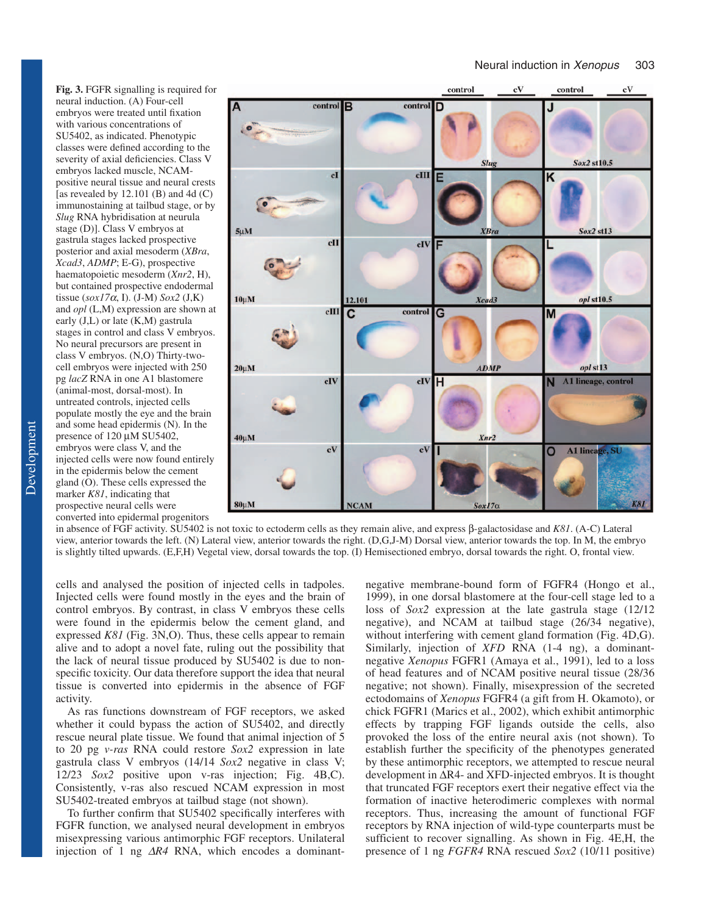**Fig. 3.** FGFR signalling is required for neural induction. (A) Four-cell embryos were treated until fixation with various concentrations of SU5402, as indicated. Phenotypic classes were defined according to the severity of axial deficiencies. Class V embryos lacked muscle, NCAM-positive neural tissue and neural crests [as revealed by 12.101 (B) and 4d (C) immunostaining at tailbud stage, or by *Slug* RNA hybridisation at neurula stage (D)]. Class V embryos at gastrula stages lacked prospective posterior and axial mesoderm (*XBra*, *Xcad3*, *ADMP*; E-G), prospective haematopoietic mesoderm (*Xnr2*, H), but contained prospective endodermal tissue (*sox17α*, I). (J-M) *Sox2* (J,K) and *opl* (L,M) expression are shown at early (J,L) or late (K,M) gastrula stages in control and class V embryos. No neural precursors are present in class V embryos. (N,O) Thirty-two-cell embryos were injected with 250 pg *lacZ* RNA in one A1 blastomere (animal-most, dorsal-most). In untreated controls, injected cells populate mostly the eye and the brain and some head epidermis (N). In the presence of 120 μM SU5402, embryos were class V, and the injected cells were now found entirely in the epidermis below the cement gland (O). These cells expressed the marker *K81*, indicating that prospective neural cells were converted into epidermal progenitors in absence of FGF activity. SU5402 is not toxic to ectoderm cells as they remain alive, and express β-galactosidase and *K81*. (A-C) Lateral view, anterior towards the left. (N) Lateral view, anterior towards the right. (D,G,J-M) Dorsal view, anterior towards the top. In M, the embryo is slightly tilted upwards. (E,F,H) Vegetal view, dorsal towards the top. (I) Hemisectioned embryo, dorsal towards the right. O, frontal view.

cells and analysed the position of injected cells in tadpoles. Injected cells were found mostly in the eyes and the brain of control embryos. By contrast, in class V embryos these cells were found in the epidermis below the cement gland, and expressed *K81* (Fig. 3N,O). Thus, these cells appear to remain alive and to adopt a novel fate, ruling out the possibility that the lack of neural tissue produced by SU5402 is due to non-specific toxicity. Our data therefore support the idea that neural tissue is converted into epidermis in the absence of FGF activity.

As ras functions downstream of FGF receptors, we asked whether it could bypass the action of SU5402, and directly rescue neural plate tissue. We found that animal injection of 5 to 20 pg *v-ras* RNA could restore *Sox2* expression in late gastrula class V embryos (14/14 *Sox2* negative in class V; 12/23 *Sox2* positive upon v-ras injection; Fig. 4B,C). Consistently, v-ras also rescued NCAM expression in most SU5402-treated embryos at tailbud stage (not shown).

To further confirm that SU5402 specifically interferes with FGFR function, we analysed neural development in embryos misexpressing various antimorphic FGF receptors. Unilateral injection of 1 ng *ΔR4* RNA, which encodes a dominant-negative membrane-bound form of FGFR4 (Hongo et al., 1999), in one dorsal blastomere at the four-cell stage led to a loss of *Sox2* expression at the late gastrula stage (12/12 negative), and NCAM at tailbud stage (26/34 negative), without interfering with cement gland formation (Fig. 4D,G). Similarly, injection of *XFD* RNA (1-4 ng), a dominant-negative *Xenopus* FGFR1 (Amaya et al., 1991), led to a loss of head features and of NCAM positive neural tissue (28/36 negative; not shown). Finally, misexpression of the secreted ectodomains of *Xenopus* FGFR4 (a gift from H. Okamoto), or chick FGFR1 (Marics et al., 2002), which exhibit antimorphic effects by trapping FGF ligands outside the cells, also provoked the loss of the entire neural axis (not shown). To establish further the specificity of the phenotypes generated by these antimorphic receptors, we attempted to rescue neural development in ΔR4- and XFD-injected embryos. It is thought that truncated FGF receptors exert their negative effect via the formation of inactive heterodimeric complexes with normal receptors. Thus, increasing the amount of functional FGF receptors by RNA injection of wild-type counterparts must be sufficient to recover signalling. As shown in Fig. 4E,H, the presence of 1 ng *FGFR4* RNA rescued *Sox2* (10/11 positive)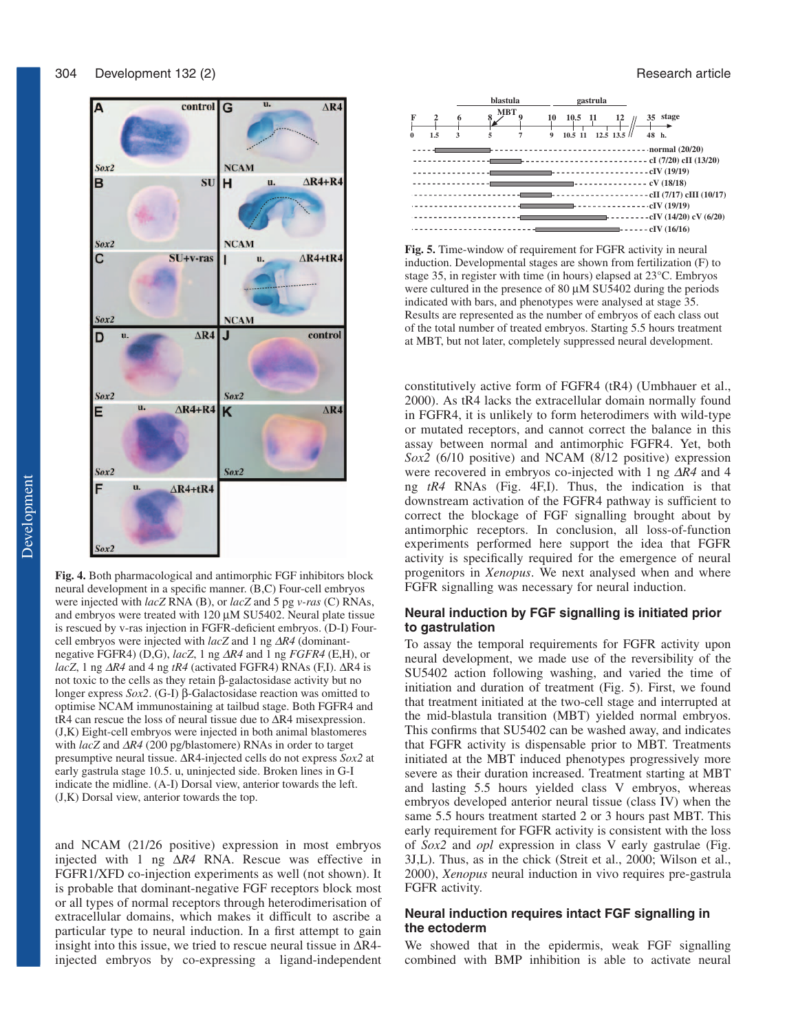**Fig. 4.** Both pharmacological and antimorphic FGF inhibitors block neural development in a specific manner. (B,C) Four-cell embryos were injected with *lacZ* RNA (B), or *lacZ* and 5 pg *v-ras* (C) RNAs, and embryos were treated with 120 μM SU5402. Neural plate tissue is rescued by v-ras injection in FGFR-deficient embryos. (D-I) Four-cell embryos were injected with *lacZ* and 1 ng *ΔR4* (dominant-negative FGFR4) (D,G), *lacZ*, 1 ng *ΔR4* and 1 ng *FGFR4* (E,H), or *lacZ*, 1 ng *ΔR4* and 4 ng *tR4* (activated FGFR4) RNAs (F,I). ΔR4 is not toxic to the cells as they retain β-galactosidase activity but no longer express *Sox2*. (G-I) β-Galactosidase reaction was omitted to optimise NCAM immunostaining at tailbud stage. Both FGFR4 and tR4 can rescue the loss of neural tissue due to ΔR4 misexpression. (J,K) Eight-cell embryos were injected in both animal blastomeres with *lacZ* and *ΔR4* (200 pg/blastomere) RNAs in order to target presumptive neural tissue. ΔR4-injected cells do not express *Sox2* at early gastrula stage 10.5. u, uninjected side. Broken lines in G-I indicate the midline. (A-I) Dorsal view, anterior towards the left. (J,K) Dorsal view, anterior towards the top.

and NCAM (21/26 positive) expression in most embryos injected with 1 ng ΔR4 RNA. Rescue was effective in FGFR1/XFD co-injection experiments as well (not shown). It is probable that dominant-negative FGF receptors block most or all types of normal receptors through heterodimerisation of extracellular domains, which makes it difficult to ascribe a particular type to neural induction. In a first attempt to gain insight into this issue, we tried to rescue neural tissue in ΔR4-injected embryos by co-expressing a ligand-independent constitutively active form of FGFR4 (tR4) (Umbhauer et al., 2000). As tR4 lacks the extracellular domain normally found in FGFR4, it is unlikely to form heterodimers with wild-type or mutated receptors, and cannot correct the balance in this assay between normal and antimorphic FGFR4. Yet, both *Sox2* (6/10 positive) and NCAM (8/12 positive) expression were recovered in embryos co-injected with 1 ng *ΔR4* and 4 ng *tR4* RNAs (Fig. 4F,I). Thus, the indication is that downstream activation of the FGFR4 pathway is sufficient to correct the blockage of FGF signalling brought about by antimorphic receptors. In conclusion, all loss-of-function experiments performed here support the idea that FGFR activity is specifically required for the emergence of neural progenitors in *Xenopus*. We next analysed when and where FGFR signalling was necessary for neural induction.

**Fig. 5.** Time-window of requirement for FGFR activity in neural induction. Developmental stages are shown from fertilization (F) to stage 35, in register with time (in hours) elapsed at 23°C. Embryos were cultured in the presence of 80 μM SU5402 during the periods indicated with bars, and phenotypes were analysed at stage 35. Results are represented as the number of embryos of each class out of the total number of treated embryos. Starting 5.5 hours treatment at MBT, but not later, completely suppressed neural development.

## Neural induction by FGF signalling is initiated prior to gastrulation

To assay the temporal requirements for FGFR activity upon neural development, we made use of the reversibility of the SU5402 action following washing, and varied the time of initiation and duration of treatment (Fig. 5). First, we found that treatment initiated at the two-cell stage and interrupted at the mid-blastula transition (MBT) yielded normal embryos. This confirms that SU5402 can be washed away, and indicates that FGFR activity is dispensable prior to MBT. Treatments initiated at the MBT induced phenotypes progressively more severe as their duration increased. Treatment starting at MBT and lasting 5.5 hours yielded class V embryos, whereas embryos developed anterior neural tissue (class IV) when the same 5.5 hours treatment started 2 or 3 hours past MBT. This early requirement for FGFR activity is consistent with the loss of *Sox2* and *opl* expression in class V early gastrulae (Fig. 3J,L). Thus, as in the chick (Streit et al., 2000; Wilson et al., 2000), *Xenopus* neural induction in vivo requires pre-gastrula FGFR activity.

## Neural induction requires intact FGF signalling in the ectoderm

We showed that in the epidermis, weak FGF signalling combined with BMP inhibition is able to activate neural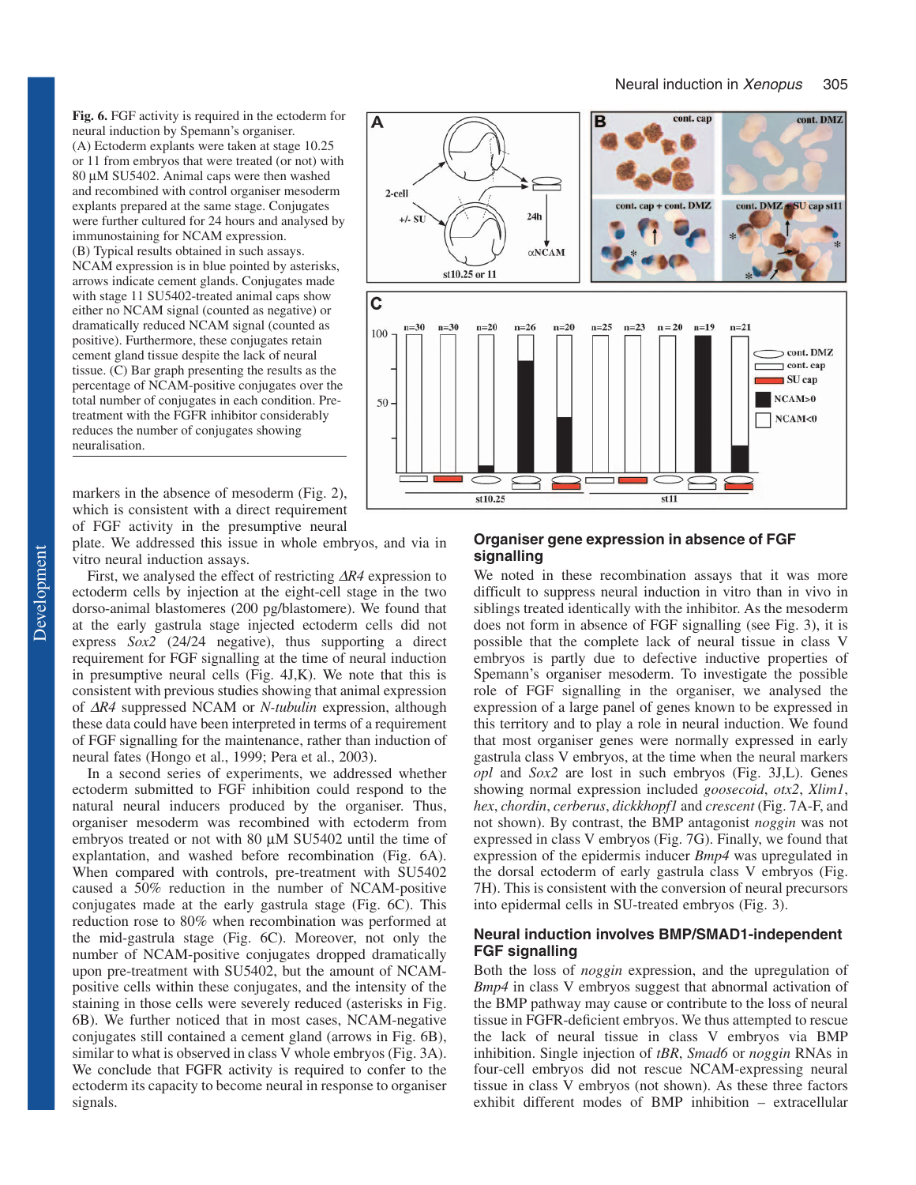**Fig. 6.** FGF activity is required in the ectoderm for neural induction by Spemann's organiser. (A) Ectoderm explants were taken at stage 10.25 or 11 from embryos that were treated (or not) with 80 µM SU5402. Animal caps were then washed and recombined with control organiser mesoderm explants prepared at the same stage. Conjugates were further cultured for 24 hours and analysed by immunostaining for NCAM expression. (B) Typical results obtained in such assays. NCAM expression is in blue pointed by asterisks, arrows indicate cement glands. Conjugates made with stage 11 SU5402-treated animal caps show either no NCAM signal (counted as negative) or dramatically reduced NCAM signal (counted as positive). Furthermore, these conjugates retain cement gland tissue despite the lack of neural tissue. (C) Bar graph presenting the results as the percentage of NCAM-positive conjugates over the total number of conjugates in each condition. Pre-treatment with the FGFR inhibitor considerably reduces the number of conjugates showing neuralisation.

markers in the absence of mesoderm (Fig. 2), which is consistent with a direct requirement of FGF activity in the presumptive neural plate. We addressed this issue in whole embryos, and via in vitro neural induction assays.

First, we analysed the effect of restricting *ΔR4* expression to ectoderm cells by injection at the eight-cell stage in the two dorso-animal blastomeres (200 pg/blastomere). We found that at the early gastrula stage injected ectoderm cells did not express *Sox2* (24/24 negative), thus supporting a direct requirement for FGF signalling at the time of neural induction in presumptive neural cells (Fig. 4J,K). We note that this is consistent with previous studies showing that animal expression of *ΔR4* suppressed NCAM or *N-tubulin* expression, although these data could have been interpreted in terms of a requirement of FGF signalling for the maintenance, rather than induction of neural fates (Hongo et al., 1999; Pera et al., 2003).

In a second series of experiments, we addressed whether ectoderm submitted to FGF inhibition could respond to the natural neural inducers produced by the organiser. Thus, organiser mesoderm was recombined with ectoderm from embryos treated or not with 80 µM SU5402 until the time of explantation, and washed before recombination (Fig. 6A). When compared with controls, pre-treatment with SU5402 caused a 50% reduction in the number of NCAM-positive conjugates made at the early gastrula stage (Fig. 6C). This reduction rose to 80% when recombination was performed at the mid-gastrula stage (Fig. 6C). Moreover, not only the number of NCAM-positive conjugates dropped dramatically upon pre-treatment with SU5402, but the amount of NCAM-positive cells within these conjugates, and the intensity of the staining in those cells were severely reduced (asterisks in Fig. 6B). We further noticed that in most cases, NCAM-negative conjugates still contained a cement gland (arrows in Fig. 6B), similar to what is observed in class V whole embryos (Fig. 3A). We conclude that FGFR activity is required to confer to the ectoderm its capacity to become neural in response to organiser signals.

## Organiser gene expression in absence of FGF signalling

We noted in these recombination assays that it was more difficult to suppress neural induction in vitro than in vivo in siblings treated identically with the inhibitor. As the mesoderm does not form in absence of FGF signalling (see Fig. 3), it is possible that the complete lack of neural tissue in class V embryos is partly due to defective inductive properties of Spemann's organiser mesoderm. To investigate the possible role of FGF signalling in the organiser, we analysed the expression of a large panel of genes known to be expressed in this territory and to play a role in neural induction. We found that most organiser genes were normally expressed in early gastrula class V embryos, at the time when the neural markers *opl* and *Sox2* are lost in such embryos (Fig. 3J,L). Genes showing normal expression included *goosecoid*, *otx2*, *Xlim1*, *hex*, *chordin*, *cerberus*, *dickkhopf1* and *crescent* (Fig. 7A-F, and not shown). By contrast, the BMP antagonist *noggin* was not expressed in class V embryos (Fig. 7G). Finally, we found that expression of the epidermis inducer *Bmp4* was upregulated in the dorsal ectoderm of early gastrula class V embryos (Fig. 7H). This is consistent with the conversion of neural precursors into epidermal cells in SU-treated embryos (Fig. 3).

## Neural induction involves BMP/SMAD1-independent FGF signalling

Both the loss of *noggin* expression, and the upregulation of *Bmp4* in class V embryos suggest that abnormal activation of the BMP pathway may cause or contribute to the loss of neural tissue in FGFR-deficient embryos. We thus attempted to rescue the lack of neural tissue in class V embryos via BMP inhibition. Single injection of *tBR*, *Smad6* or *noggin* RNAs in four-cell embryos did not rescue NCAM-expressing neural tissue in class V embryos (not shown). As these three factors exhibit different modes of BMP inhibition – extracellular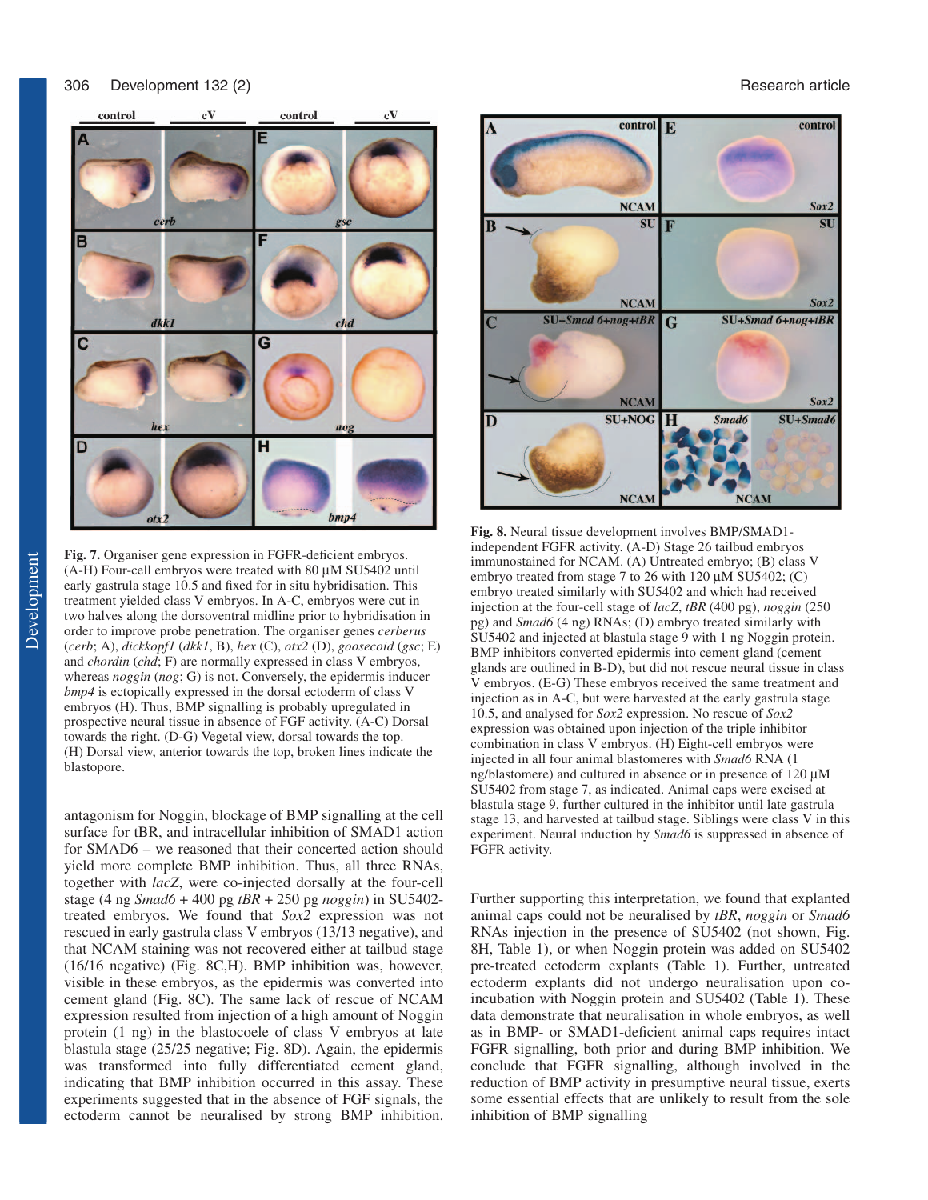**Fig. 7.** Organiser gene expression in FGFR-deficient embryos. (A-H) Four-cell embryos were treated with 80 µM SU5402 until early gastrula stage 10.5 and fixed for in situ hybridisation. This treatment yielded class V embryos. In A-C, embryos were cut in two halves along the dorsoventral midline prior to hybridisation in order to improve probe penetration. The organiser genes *cerberus* (*cerb*; A), *dickkopf1* (*dkk1*, B), *hex* (C), *otx2* (D), *goosecoid* (*gsc*; E) and *chordin* (*chd*; F) are normally expressed in class V embryos, whereas *noggin* (*nog*; G) is not. Conversely, the epidermis inducer *bmp4* is ectopically expressed in the dorsal ectoderm of class V embryos (H). Thus, BMP signalling is probably upregulated in prospective neural tissue in absence of FGF activity. (A-C) Dorsal towards the right. (D-G) Vegetal view, dorsal towards the top. (H) Dorsal view, anterior towards the top, broken lines indicate the blastopore.

**Fig. 8.** Neural tissue development involves BMP/SMAD1-independent FGFR activity. (A-D) Stage 26 tailbud embryos immunostained for NCAM. (A) Untreated embryo; (B) class V embryo treated from stage 7 to 26 with 120 µM SU5402; (C) embryo treated similarly with SU5402 and which had received injection at the four-cell stage of *lacZ*, *tBR* (400 pg), *noggin* (250 pg) and *Smad6* (4 ng) RNAs; (D) embryo treated similarly with SU5402 and injected at blastula stage 9 with 1 ng Noggin protein. BMP inhibitors converted epidermis into cement gland (cement glands are outlined in B-D), but did not rescue neural tissue in class V embryos. (E-G) These embryos received the same treatment and injection as in A-C, but were harvested at the early gastrula stage 10.5, and analysed for *Sox2* expression. No rescue of *Sox2* expression was obtained upon injection of the triple inhibitor combination in class V embryos. (H) Eight-cell embryos were injected in all four animal blastomeres with *Smad6* RNA (1 ng/blastomere) and cultured in absence or in presence of 120 µM SU5402 from stage 7, as indicated. Animal caps were excised at blastula stage 9, further cultured in the inhibitor until late gastrula stage 13, and harvested at tailbud stage. Siblings were class V in this experiment. Neural induction by *Smad6* is suppressed in absence of FGFR activity.

antagonism for Noggin, blockage of BMP signalling at the cell surface for tBR, and intracellular inhibition of SMAD1 action for SMAD6 – we reasoned that their concerted action should yield more complete BMP inhibition. Thus, all three RNAs, together with *lacZ*, were co-injected dorsally at the four-cell stage (4 ng *Smad6* + 400 pg *tBR* + 250 pg *noggin*) in SU5402-treated embryos. We found that *Sox2* expression was not rescued in early gastrula class V embryos (13/13 negative), and that NCAM staining was not recovered either at tailbud stage (16/16 negative) (Fig. 8C,H). BMP inhibition was, however, visible in these embryos, as the epidermis was converted into cement gland (Fig. 8C). The same lack of rescue of NCAM expression resulted from injection of a high amount of Noggin protein (1 ng) in the blastocoele of class V embryos at late blastula stage (25/25 negative; Fig. 8D). Again, the epidermis was transformed into fully differentiated cement gland, indicating that BMP inhibition occurred in this assay. These experiments suggested that in the absence of FGF signals, the ectoderm cannot be neuralised by strong BMP inhibition.

Further supporting this interpretation, we found that explanted animal caps could not be neuralised by *tBR*, *noggin* or *Smad6* RNAs injection in the presence of SU5402 (not shown, Fig. 8H, Table 1), or when Noggin protein was added on SU5402 pre-treated ectoderm explants (Table 1). Further, untreated ectoderm explants did not undergo neuralisation upon co-incubation with Noggin protein and SU5402 (Table 1). These data demonstrate that neuralisation in whole embryos, as well as in BMP- or SMAD1-deficient animal caps requires intact FGFR signalling, both prior and during BMP inhibition. We conclude that FGFR signalling, although involved in the reduction of BMP activity in presumptive neural tissue, exerts some essential effects that are unlikely to result from the sole inhibition of BMP signalling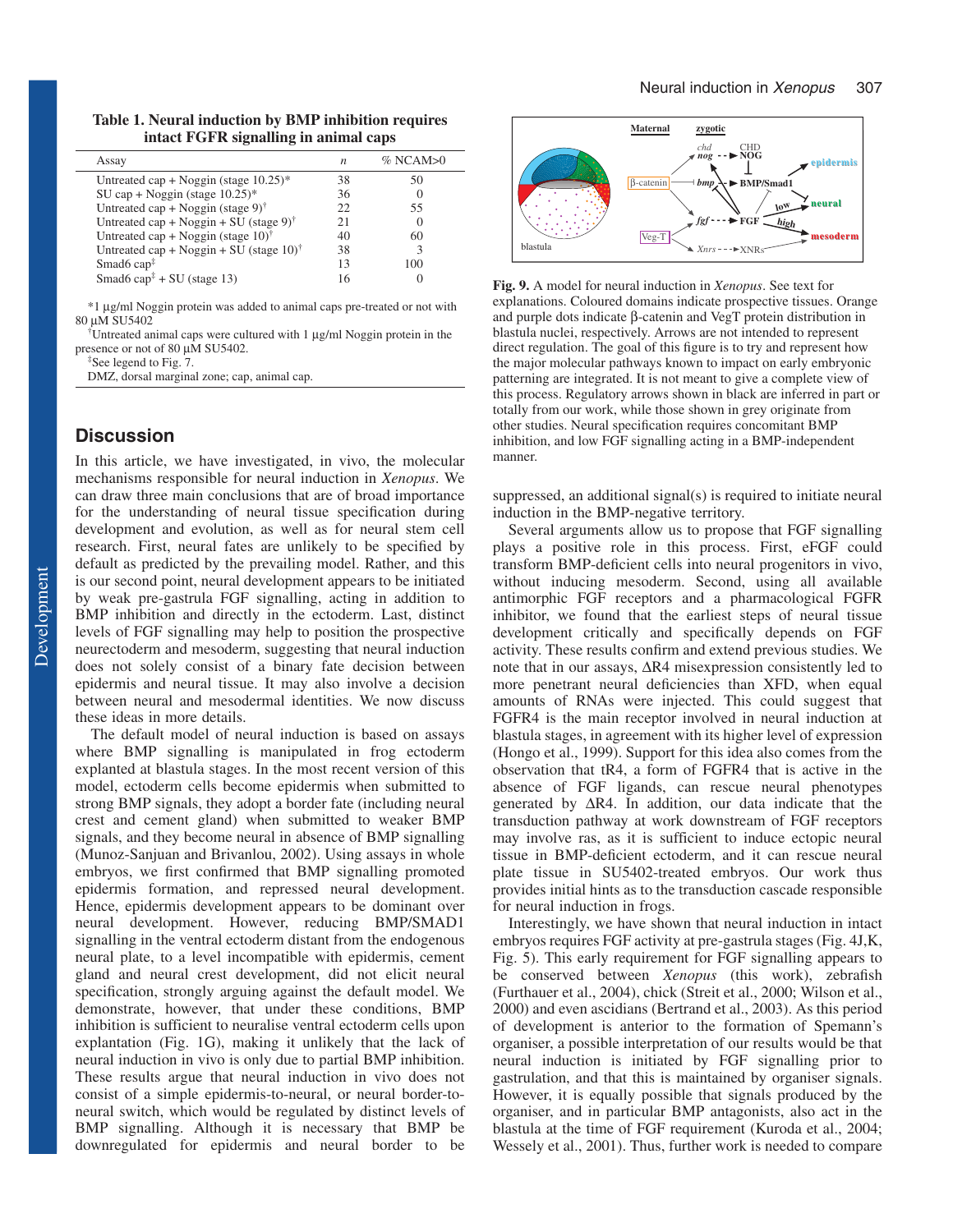**Table 1. Neural induction by BMP inhibition requires intact FGFR signalling in animal caps**

| Assay | *n* | % NCAM>0 |
|---|---|---|
| Untreated cap + Noggin (stage 10.25)* | 38 | 50 |
| SU cap + Noggin (stage 10.25)* | 36 | 0 |
| Untreated cap + Noggin (stage 9)[†] | 22 | 55 |
| Untreated cap + Noggin + SU (stage 9)[†] | 21 | 0 |
| Untreated cap + Noggin (stage 10)[†] | 40 | 60 |
| Untreated cap + Noggin + SU (stage 10)[†] | 38 | 3 |
| Smad6 cap[‡] | 13 | 100 |
| Smad6 cap[‡] + SU (stage 13) | 16 | 0 |

*1 μg/ml Noggin protein was added to animal caps pre-treated or not with 80 μM SU5402

[†]Untreated animal caps were cultured with 1 μg/ml Noggin protein in the presence or not of 80 μM SU5402.

[‡]See legend to Fig. 7.

DMZ, dorsal marginal zone; cap, animal cap.

Maternal

zygotic

blastula

β-catenin

Veg-T

chd

nog

CHD

NOG

bmp

BMP/Smad1

fgf

FGF

Xnrs

XNRs

epidermis

neural

mesoderm

low

high

**Fig. 9.** A model for neural induction in *Xenopus*. See text for explanations. Coloured domains indicate prospective tissues. Orange and purple dots indicate β-catenin and VegT protein distribution in blastula nuclei, respectively. Arrows are not intended to represent direct regulation. The goal of this figure is to try and represent how the major molecular pathways known to impact on early embryonic patterning are integrated. It is not meant to give a complete view of this process. Regulatory arrows shown in black are inferred in part or totally from our work, while those shown in grey originate from other studies. Neural specification requires concomitant BMP inhibition, and low FGF signalling acting in a BMP-independent manner.

## Discussion

In this article, we have investigated, in vivo, the molecular mechanisms responsible for neural induction in *Xenopus*. We can draw three main conclusions that are of broad importance for the understanding of neural tissue specification during development and evolution, as well as for neural stem cell research. First, neural fates are unlikely to be specified by default as predicted by the prevailing model. Rather, and this is our second point, neural development appears to be initiated by weak pre-gastrula FGF signalling, acting in addition to BMP inhibition and directly in the ectoderm. Last, distinct levels of FGF signalling may help to position the prospective neurectoderm and mesoderm, suggesting that neural induction does not solely consist of a binary fate decision between epidermis and neural tissue. It may also involve a decision between neural and mesodermal identities. We now discuss these ideas in more details.

The default model of neural induction is based on assays where BMP signalling is manipulated in frog ectoderm explanted at blastula stages. In the most recent version of this model, ectoderm cells become epidermis when submitted to strong BMP signals, they adopt a border fate (including neural crest and cement gland) when submitted to weaker BMP signals, and they become neural in absence of BMP signalling (Munoz-Sanjuan and Brivanlou, 2002). Using assays in whole embryos, we first confirmed that BMP signalling promoted epidermis formation, and repressed neural development. Hence, epidermis development appears to be dominant over neural development. However, reducing BMP/SMAD1 signalling in the ventral ectoderm distant from the endogenous neural plate, to a level incompatible with epidermis, cement gland and neural crest development, did not elicit neural specification, strongly arguing against the default model. We demonstrate, however, that under these conditions, BMP inhibition is sufficient to neuralise ventral ectoderm cells upon explantation (Fig. 1G), making it unlikely that the lack of neural induction in vivo is only due to partial BMP inhibition. These results argue that neural induction in vivo does not consist of a simple epidermis-to-neural, or neural border-to-neural switch, which would be regulated by distinct levels of BMP signalling. Although it is necessary that BMP be downregulated for epidermis and neural border to be suppressed, an additional signal(s) is required to initiate neural induction in the BMP-negative territory.

Several arguments allow us to propose that FGF signalling plays a positive role in this process. First, eFGF could transform BMP-deficient cells into neural progenitors in vivo, without inducing mesoderm. Second, using all available antimorphic FGF receptors and a pharmacological FGFR inhibitor, we found that the earliest steps of neural tissue development critically and specifically depends on FGF activity. These results confirm and extend previous studies. We note that in our assays, ΔR4 misexpression consistently led to more penetrant neural deficiencies than XFD, when equal amounts of RNAs were injected. This could suggest that FGFR4 is the main receptor involved in neural induction at blastula stages, in agreement with its higher level of expression (Hongo et al., 1999). Support for this idea also comes from the observation that tR4, a form of FGFR4 that is active in the absence of FGF ligands, can rescue neural phenotypes generated by ΔR4. In addition, our data indicate that the transduction pathway at work downstream of FGF receptors may involve ras, as it is sufficient to induce ectopic neural tissue in BMP-deficient ectoderm, and it can rescue neural plate tissue in SU5402-treated embryos. Our work thus provides initial hints as to the transduction cascade responsible for neural induction in frogs.

Interestingly, we have shown that neural induction in intact embryos requires FGF activity at pre-gastrula stages (Fig. 4J,K, Fig. 5). This early requirement for FGF signalling appears to be conserved between *Xenopus* (this work), zebrafish (Furthauer et al., 2004), chick (Streit et al., 2000; Wilson et al., 2000) and even ascidians (Bertrand et al., 2003). As this period of development is anterior to the formation of Spemann's organiser, a possible interpretation of our results would be that neural induction is initiated by FGF signalling prior to gastrulation, and that this is maintained by organiser signals. However, it is equally possible that signals produced by the organiser, and in particular BMP antagonists, also act in the blastula at the time of FGF requirement (Kuroda et al., 2004; Wessely et al., 2001). Thus, further work is needed to compare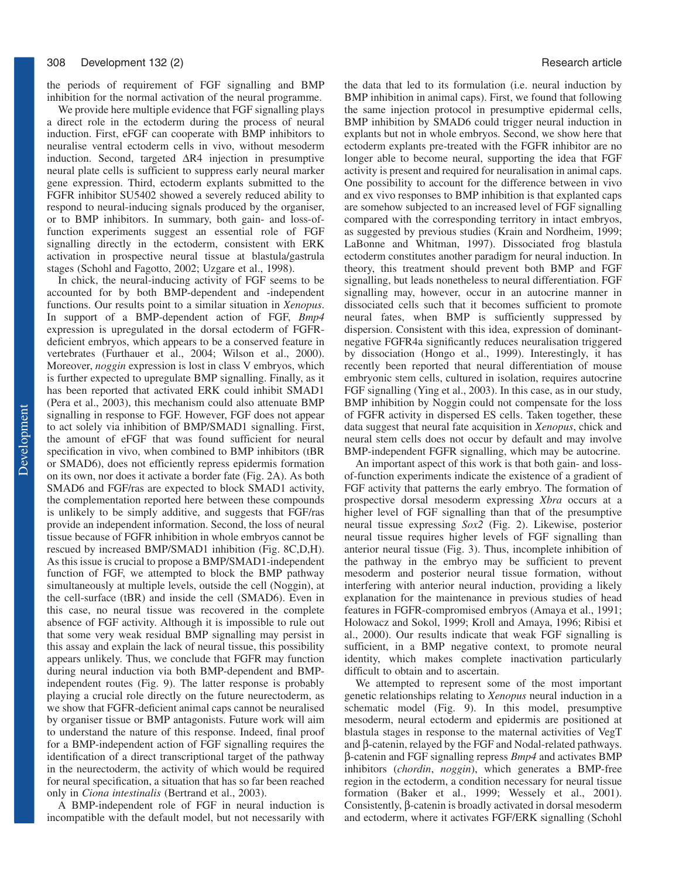the periods of requirement of FGF signalling and BMP inhibition for the normal activation of the neural programme.

We provide here multiple evidence that FGF signalling plays a direct role in the ectoderm during the process of neural induction. First, eFGF can cooperate with BMP inhibitors to neuralise ventral ectoderm cells in vivo, without mesoderm induction. Second, targeted ΔR4 injection in presumptive neural plate cells is sufficient to suppress early neural marker gene expression. Third, ectoderm explants submitted to the FGFR inhibitor SU5402 showed a severely reduced ability to respond to neural-inducing signals produced by the organiser, or to BMP inhibitors. In summary, both gain- and loss-of-function experiments suggest an essential role of FGF signalling directly in the ectoderm, consistent with ERK activation in prospective neural tissue at blastula/gastrula stages (Schohl and Fagotto, 2002; Uzgare et al., 1998).

In chick, the neural-inducing activity of FGF seems to be accounted for by both BMP-dependent and -independent functions. Our results point to a similar situation in *Xenopus*. In support of a BMP-dependent action of FGF, *Bmp4* expression is upregulated in the dorsal ectoderm of FGFR-deficient embryos, which appears to be a conserved feature in vertebrates (Furthauer et al., 2004; Wilson et al., 2000). Moreover, *noggin* expression is lost in class V embryos, which is further expected to upregulate BMP signalling. Finally, as it has been reported that activated ERK could inhibit SMAD1 (Pera et al., 2003), this mechanism could also attenuate BMP signalling in response to FGF. However, FGF does not appear to act solely via inhibition of BMP/SMAD1 signalling. First, the amount of eFGF that was found sufficient for neural specification in vivo, when combined to BMP inhibitors (tBR or SMAD6), does not efficiently repress epidermis formation on its own, nor does it activate a border fate (Fig. 2A). As both SMAD6 and FGF/ras are expected to block SMAD1 activity, the complementation reported here between these compounds is unlikely to be simply additive, and suggests that FGF/ras provide an independent information. Second, the loss of neural tissue because of FGFR inhibition in whole embryos cannot be rescued by increased BMP/SMAD1 inhibition (Fig. 8C,D,H). As this issue is crucial to propose a BMP/SMAD1-independent function of FGF, we attempted to block the BMP pathway simultaneously at multiple levels, outside the cell (Noggin), at the cell-surface (tBR) and inside the cell (SMAD6). Even in this case, no neural tissue was recovered in the complete absence of FGF activity. Although it is impossible to rule out that some very weak residual BMP signalling may persist in this assay and explain the lack of neural tissue, this possibility appears unlikely. Thus, we conclude that FGFR may function during neural induction via both BMP-dependent and BMP-independent routes (Fig. 9). The latter response is probably playing a crucial role directly on the future neurectoderm, as we show that FGFR-deficient animal caps cannot be neuralised by organiser tissue or BMP antagonists. Future work will aim to understand the nature of this response. Indeed, final proof for a BMP-independent action of FGF signalling requires the identification of a direct transcriptional target of the pathway in the neurectoderm, the activity of which would be required for neural specification, a situation that has so far been reached only in *Ciona intestinalis* (Bertrand et al., 2003).

A BMP-independent role of FGF in neural induction is incompatible with the default model, but not necessarily with the data that led to its formulation (i.e. neural induction by BMP inhibition in animal caps). First, we found that following the same injection protocol in presumptive epidermal cells, BMP inhibition by SMAD6 could trigger neural induction in explants but not in whole embryos. Second, we show here that ectoderm explants pre-treated with the FGFR inhibitor are no longer able to become neural, supporting the idea that FGF activity is present and required for neuralisation in animal caps. One possibility to account for the difference between in vivo and ex vivo responses to BMP inhibition is that explanted caps are somehow subjected to an increased level of FGF signalling compared with the corresponding territory in intact embryos, as suggested by previous studies (Krain and Nordheim, 1999; LaBonne and Whitman, 1997). Dissociated frog blastula ectoderm constitutes another paradigm for neural induction. In theory, this treatment should prevent both BMP and FGF signalling, but leads nonetheless to neural differentiation. FGF signalling may, however, occur in an autocrine manner in dissociated cells such that it becomes sufficient to promote neural fates, when BMP is sufficiently suppressed by dispersion. Consistent with this idea, expression of dominant-negative FGFR4a significantly reduces neuralisation triggered by dissociation (Hongo et al., 1999). Interestingly, it has recently been reported that neural differentiation of mouse embryonic stem cells, cultured in isolation, requires autocrine FGF signalling (Ying et al., 2003). In this case, as in our study, BMP inhibition by Noggin could not compensate for the loss of FGFR activity in dispersed ES cells. Taken together, these data suggest that neural fate acquisition in *Xenopus*, chick and neural stem cells does not occur by default and may involve BMP-independent FGFR signalling, which may be autocrine.

An important aspect of this work is that both gain- and loss-of-function experiments indicate the existence of a gradient of FGF activity that patterns the early embryo. The formation of prospective dorsal mesoderm expressing *Xbra* occurs at a higher level of FGF signalling than that of the presumptive neural tissue expressing *Sox2* (Fig. 2). Likewise, posterior neural tissue requires higher levels of FGF signalling than anterior neural tissue (Fig. 3). Thus, incomplete inhibition of the pathway in the embryo may be sufficient to prevent mesoderm and posterior neural tissue formation, without interfering with anterior neural induction, providing a likely explanation for the maintenance in previous studies of head features in FGFR-compromised embryos (Amaya et al., 1991; Holowacz and Sokol, 1999; Kroll and Amaya, 1996; Ribisi et al., 2000). Our results indicate that weak FGF signalling is sufficient, in a BMP negative context, to promote neural identity, which makes complete inactivation particularly difficult to obtain and to ascertain.

We attempted to represent some of the most important genetic relationships relating to *Xenopus* neural induction in a schematic model (Fig. 9). In this model, presumptive mesoderm, neural ectoderm and epidermis are positioned at blastula stages in response to the maternal activities of VegT and β-catenin, relayed by the FGF and Nodal-related pathways. β-catenin and FGF signalling repress *Bmp4* and activates BMP inhibitors (*chordin*, *noggin*), which generates a BMP-free region in the ectoderm, a condition necessary for neural tissue formation (Baker et al., 1999; Wessely et al., 2001). Consistently, β-catenin is broadly activated in dorsal mesoderm and ectoderm, where it activates FGF/ERK signalling (Schohl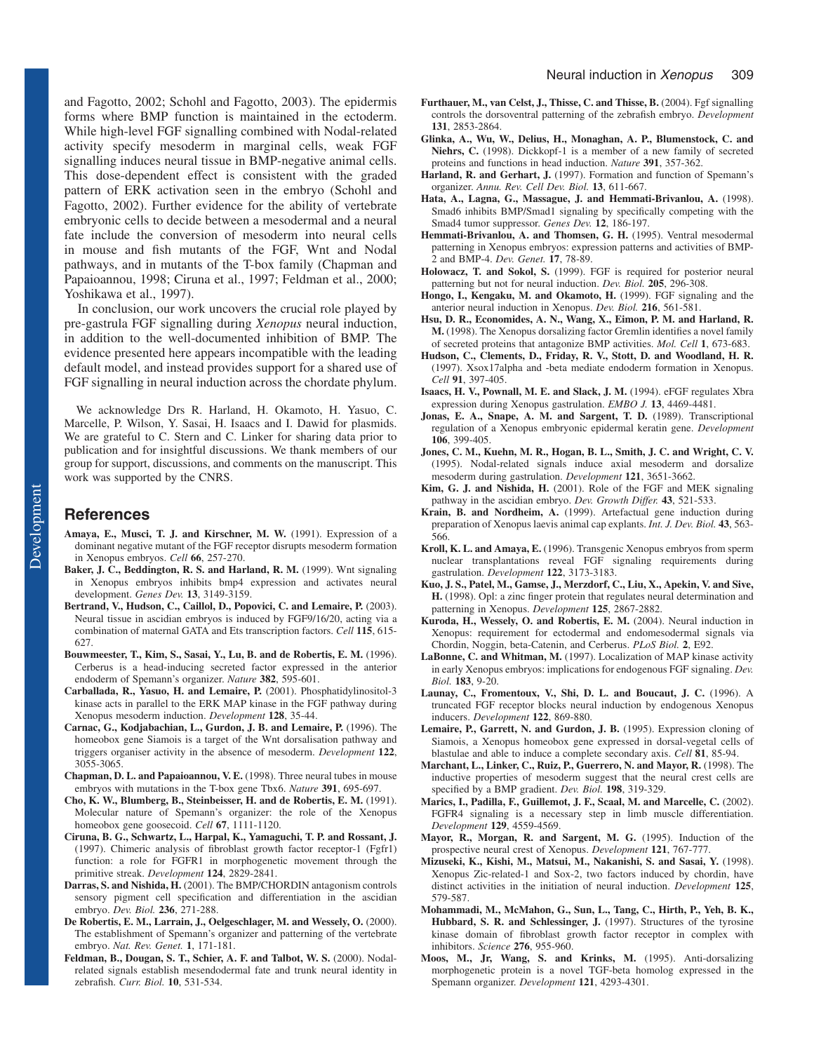and Fagotto, 2002; Schohl and Fagotto, 2003). The epidermis forms where BMP function is maintained in the ectoderm. While high-level FGF signalling combined with Nodal-related activity specify mesoderm in marginal cells, weak FGF signalling induces neural tissue in BMP-negative animal cells. This dose-dependent effect is consistent with the graded pattern of ERK activation seen in the embryo (Schohl and Fagotto, 2002). Further evidence for the ability of vertebrate embryonic cells to decide between a mesodermal and a neural fate include the conversion of mesoderm into neural cells in mouse and fish mutants of the FGF, Wnt and Nodal pathways, and in mutants of the T-box family (Chapman and Papaioannou, 1998; Ciruna et al., 1997; Feldman et al., 2000; Yoshikawa et al., 1997).

In conclusion, our work uncovers the crucial role played by pre-gastrula FGF signalling during *Xenopus* neural induction, in addition to the well-documented inhibition of BMP. The evidence presented here appears incompatible with the leading default model, and instead provides support for a shared use of FGF signalling in neural induction across the chordate phylum.

We acknowledge Drs R. Harland, H. Okamoto, H. Yasuo, C. Marcelle, P. Wilson, Y. Sasai, H. Isaacs and I. Dawid for plasmids. We are grateful to C. Stern and C. Linker for sharing data prior to publication and for insightful discussions. We thank members of our group for support, discussions, and comments on the manuscript. This work was supported by the CNRS.

## References

**Amaya, E., Musci, T. J. and Kirschner, M. W.** (1991). Expression of a dominant negative mutant of the FGF receptor disrupts mesoderm formation in Xenopus embryos. *Cell* **66**, 257-270.

**Baker, J. C., Beddington, R. S. and Harland, R. M.** (1999). Wnt signaling in Xenopus embryos inhibits bmp4 expression and activates neural development. *Genes Dev.* **13**, 3149-3159.

**Bertrand, V., Hudson, C., Caillol, D., Popovici, C. and Lemaire, P.** (2003). Neural tissue in ascidian embryos is induced by FGF9/16/20, acting via a combination of maternal GATA and Ets transcription factors. *Cell* **115**, 615-627.

**Bouwmeester, T., Kim, S., Sasai, Y., Lu, B. and de Robertis, E. M.** (1996). Cerberus is a head-inducing secreted factor expressed in the anterior endoderm of Spemann's organizer. *Nature* **382**, 595-601.

**Carballada, R., Yasuo, H. and Lemaire, P.** (2001). Phosphatidylinositol-3 kinase acts in parallel to the ERK MAP kinase in the FGF pathway during Xenopus mesoderm induction. *Development* **128**, 35-44.

**Carnac, G., Kodjabachian, L., Gurdon, J. B. and Lemaire, P.** (1996). The homeobox gene Siamois is a target of the Wnt dorsalisation pathway and triggers organiser activity in the absence of mesoderm. *Development* **122**, 3055-3065.

**Chapman, D. L. and Papaioannou, V. E.** (1998). Three neural tubes in mouse embryos with mutations in the T-box gene Tbx6. *Nature* **391**, 695-697.

**Cho, K. W., Blumberg, B., Steinbeisser, H. and de Robertis, E. M.** (1991). Molecular nature of Spemann's organizer: the role of the Xenopus homeobox gene goosecoid. *Cell* **67**, 1111-1120.

**Ciruna, B. G., Schwartz, L., Harpal, K., Yamaguchi, T. P. and Rossant, J.** (1997). Chimeric analysis of fibroblast growth factor receptor-1 (Fgfr1) function: a role for FGFR1 in morphogenetic movement through the primitive streak. *Development* **124**, 2829-2841.

**Darras, S. and Nishida, H.** (2001). The BMP/CHORDIN antagonism controls sensory pigment cell specification and differentiation in the ascidian embryo. *Dev. Biol.* **236**, 271-288.

**De Robertis, E. M., Larrain, J., Oelgeschlager, M. and Wessely, O.** (2000). The establishment of Spemann's organizer and patterning of the vertebrate embryo. *Nat. Rev. Genet.* **1**, 171-181.

**Feldman, B., Dougan, S. T., Schier, A. F. and Talbot, W. S.** (2000). Nodal-related signals establish mesendodermal fate and trunk neural identity in zebrafish. *Curr. Biol.* **10**, 531-534.

**Furthauer, M., van Celst, J., Thisse, C. and Thisse, B.** (2004). Fgf signalling controls the dorsoventral patterning of the zebrafish embryo. *Development* **131**, 2853-2864.

**Glinka, A., Wu, W., Delius, H., Monaghan, A. P., Blumenstock, C. and Niehrs, C.** (1998). Dickkopf-1 is a member of a new family of secreted proteins and functions in head induction. *Nature* **391**, 357-362.

**Harland, R. and Gerhart, J.** (1997). Formation and function of Spemann's organizer. *Annu. Rev. Cell Dev. Biol.* **13**, 611-667.

**Hata, A., Lagna, G., Massague, J. and Hemmati-Brivanlou, A.** (1998). Smad6 inhibits BMP/Smad1 signaling by specifically competing with the Smad4 tumor suppressor. *Genes Dev.* **12**, 186-197.

**Hemmati-Brivanlou, A. and Thomsen, G. H.** (1995). Ventral mesodermal patterning in Xenopus embryos: expression patterns and activities of BMP-2 and BMP-4. *Dev. Genet.* **17**, 78-89.

**Holowacz, T. and Sokol, S.** (1999). FGF is required for posterior neural patterning but not for neural induction. *Dev. Biol.* **205**, 296-308.

**Hongo, I., Kengaku, M. and Okamoto, H.** (1999). FGF signaling and the anterior neural induction in Xenopus. *Dev. Biol.* **216**, 561-581.

**Hsu, D. R., Economides, A. N., Wang, X., Eimon, P. M. and Harland, R. M.** (1998). The Xenopus dorsalizing factor Gremlin identifies a novel family of secreted proteins that antagonize BMP activities. *Mol. Cell* **1**, 673-683.

**Hudson, C., Clements, D., Friday, R. V., Stott, D. and Woodland, H. R.** (1997). Xsox17alpha and -beta mediate endoderm formation in Xenopus. *Cell* **91**, 397-405.

**Isaacs, H. V., Pownall, M. E. and Slack, J. M.** (1994). eFGF regulates Xbra expression during Xenopus gastrulation. *EMBO J.* **13**, 4469-4481.

**Jonas, E. A., Snape, A. M. and Sargent, T. D.** (1989). Transcriptional regulation of a Xenopus embryonic epidermal keratin gene. *Development* **106**, 399-405.

**Jones, C. M., Kuehn, M. R., Hogan, B. L., Smith, J. C. and Wright, C. V.** (1995). Nodal-related signals induce axial mesoderm and dorsalize mesoderm during gastrulation. *Development* **121**, 3651-3662.

**Kim, G. J. and Nishida, H.** (2001). Role of the FGF and MEK signaling pathway in the ascidian embryo. *Dev. Growth Differ.* **43**, 521-533.

**Krain, B. and Nordheim, A.** (1999). Artefactual gene induction during preparation of Xenopus laevis animal cap explants. *Int. J. Dev. Biol.* **43**, 563-566.

**Kroll, K. L. and Amaya, E.** (1996). Transgenic Xenopus embryos from sperm nuclear transplantations reveal FGF signaling requirements during gastrulation. *Development* **122**, 3173-3183.

**Kuo, J. S., Patel, M., Gamse, J., Merzdorf, C., Liu, X., Apekin, V. and Sive, H.** (1998). Opl: a zinc finger protein that regulates neural determination and patterning in Xenopus. *Development* **125**, 2867-2882.

**Kuroda, H., Wessely, O. and Robertis, E. M.** (2004). Neural induction in Xenopus: requirement for ectodermal and endomesodermal signals via Chordin, Noggin, beta-Catenin, and Cerberus. *PLoS Biol.* **2**, E92.

**LaBonne, C. and Whitman, M.** (1997). Localization of MAP kinase activity in early Xenopus embryos: implications for endogenous FGF signaling. *Dev. Biol.* **183**, 9-20.

**Launay, C., Fromentoux, V., Shi, D. L. and Boucaut, J. C.** (1996). A truncated FGF receptor blocks neural induction by endogenous Xenopus inducers. *Development* **122**, 869-880.

**Lemaire, P., Garrett, N. and Gurdon, J. B.** (1995). Expression cloning of Siamois, a Xenopus homeobox gene expressed in dorsal-vegetal cells of blastulae and able to induce a complete secondary axis. *Cell* **81**, 85-94.

**Marchant, L., Linker, C., Ruiz, P., Guerrero, N. and Mayor, R.** (1998). The inductive properties of mesoderm suggest that the neural crest cells are specified by a BMP gradient. *Dev. Biol.* **198**, 319-329.

**Marics, I., Padilla, F., Guillemot, J. F., Scaal, M. and Marcelle, C.** (2002). FGFR4 signaling is a necessary step in limb muscle differentiation. *Development* **129**, 4559-4569.

**Mayor, R., Morgan, R. and Sargent, M. G.** (1995). Induction of the prospective neural crest of Xenopus. *Development* **121**, 767-777.

**Mizuseki, K., Kishi, M., Matsui, M., Nakanishi, S. and Sasai, Y.** (1998). Xenopus Zic-related-1 and Sox-2, two factors induced by chordin, have distinct activities in the initiation of neural induction. *Development* **125**, 579-587.

**Mohammadi, M., McMahon, G., Sun, L., Tang, C., Hirth, P., Yeh, B. K., Hubbard, S. R. and Schlessinger, J.** (1997). Structures of the tyrosine kinase domain of fibroblast growth factor receptor in complex with inhibitors. *Science* **276**, 955-960.

**Moos, M., Jr, Wang, S. and Krinks, M.** (1995). Anti-dorsalizing morphogenetic protein is a novel TGF-beta homolog expressed in the Spemann organizer. *Development* **121**, 4293-4301.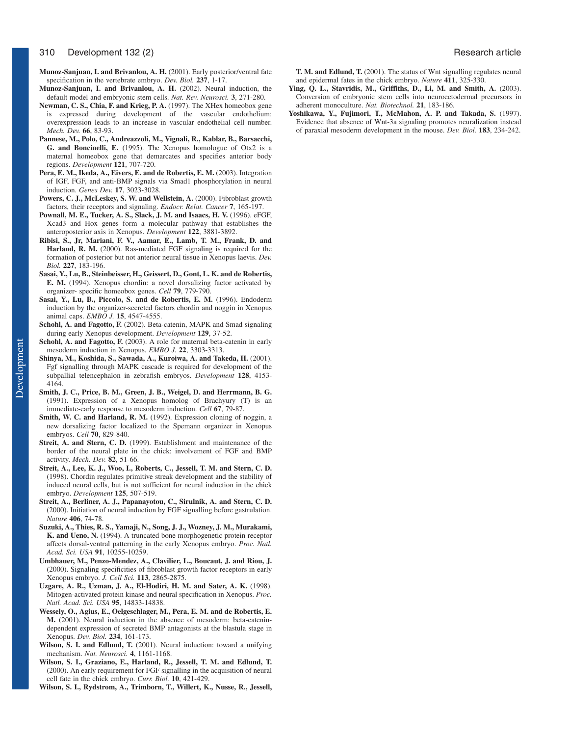**Munoz-Sanjuan, I. and Brivanlou, A. H.** (2001). Early posterior/ventral fate specification in the vertebrate embryo. *Dev. Biol.* **237**, 1-17.

**Munoz-Sanjuan, I. and Brivanlou, A. H.** (2002). Neural induction, the default model and embryonic stem cells. *Nat. Rev. Neurosci.* **3**, 271-280.

**Newman, C. S., Chia, F. and Krieg, P. A.** (1997). The XHex homeobox gene is expressed during development of the vascular endothelium: overexpression leads to an increase in vascular endothelial cell number. *Mech. Dev.* **66**, 83-93.

**Pannese, M., Polo, C., Andreazzoli, M., Vignali, R., Kablar, B., Barsacchi, G. and Boncinelli, E.** (1995). The Xenopus homologue of Otx2 is a maternal homeobox gene that demarcates and specifies anterior body regions. *Development* **121**, 707-720.

**Pera, E. M., Ikeda, A., Eivers, E. and de Robertis, E. M.** (2003). Integration of IGF, FGF, and anti-BMP signals via Smad1 phosphorylation in neural induction. *Genes Dev.* **17**, 3023-3028.

**Powers, C. J., McLeskey, S. W. and Wellstein, A.** (2000). Fibroblast growth factors, their receptors and signaling. *Endocr. Relat. Cancer* **7**, 165-197.

**Pownall, M. E., Tucker, A. S., Slack, J. M. and Isaacs, H. V.** (1996). eFGF, Xcad3 and Hox genes form a molecular pathway that establishes the anteroposterior axis in Xenopus. *Development* **122**, 3881-3892.

**Ribisi, S., Jr, Mariani, F. V., Aamar, E., Lamb, T. M., Frank, D. and Harland, R. M.** (2000). Ras-mediated FGF signaling is required for the formation of posterior but not anterior neural tissue in Xenopus laevis. *Dev. Biol.* **227**, 183-196.

**Sasai, Y., Lu, B., Steinbeisser, H., Geissert, D., Gont, L. K. and de Robertis, E. M.** (1994). Xenopus chordin: a novel dorsalizing factor activated by organizer- specific homeobox genes. *Cell* **79**, 779-790.

**Sasai, Y., Lu, B., Piccolo, S. and de Robertis, E. M.** (1996). Endoderm induction by the organizer-secreted factors chordin and noggin in Xenopus animal caps. *EMBO J.* **15**, 4547-4555.

**Schohl, A. and Fagotto, F.** (2002). Beta-catenin, MAPK and Smad signaling during early Xenopus development. *Development* **129**, 37-52.

**Schohl, A. and Fagotto, F.** (2003). A role for maternal beta-catenin in early mesoderm induction in Xenopus. *EMBO J.* **22**, 3303-3313.

**Shinya, M., Koshida, S., Sawada, A., Kuroiwa, A. and Takeda, H.** (2001). Fgf signalling through MAPK cascade is required for development of the subpallial telencephalon in zebrafish embryos. *Development* **128**, 4153-4164.

**Smith, J. C., Price, B. M., Green, J. B., Weigel, D. and Herrmann, B. G.** (1991). Expression of a Xenopus homolog of Brachyury (T) is an immediate-early response to mesoderm induction. *Cell* **67**, 79-87.

**Smith, W. C. and Harland, R. M.** (1992). Expression cloning of noggin, a new dorsalizing factor localized to the Spemann organizer in Xenopus embryos. *Cell* **70**, 829-840.

**Streit, A. and Stern, C. D.** (1999). Establishment and maintenance of the border of the neural plate in the chick: involvement of FGF and BMP activity. *Mech. Dev.* **82**, 51-66.

**Streit, A., Lee, K. J., Woo, I., Roberts, C., Jessell, T. M. and Stern, C. D.** (1998). Chordin regulates primitive streak development and the stability of induced neural cells, but is not sufficient for neural induction in the chick embryo. *Development* **125**, 507-519.

**Streit, A., Berliner, A. J., Papanayotou, C., Sirulnik, A. and Stern, C. D.** (2000). Initiation of neural induction by FGF signalling before gastrulation. *Nature* **406**, 74-78.

**Suzuki, A., Thies, R. S., Yamaji, N., Song, J. J., Wozney, J. M., Murakami, K. and Ueno, N.** (1994). A truncated bone morphogenetic protein receptor affects dorsal-ventral patterning in the early Xenopus embryo. *Proc. Natl. Acad. Sci. USA* **91**, 10255-10259.

**Umbhauer, M., Penzo-Mendez, A., Clavilier, L., Boucaut, J. and Riou, J.** (2000). Signaling specificities of fibroblast growth factor receptors in early Xenopus embryo. *J. Cell Sci.* **113**, 2865-2875.

**Uzgare, A. R., Uzman, J. A., El-Hodiri, H. M. and Sater, A. K.** (1998). Mitogen-activated protein kinase and neural specification in Xenopus. *Proc. Natl. Acad. Sci. USA* **95**, 14833-14838.

**Wessely, O., Agius, E., Oelgeschlager, M., Pera, E. M. and de Robertis, E. M.** (2001). Neural induction in the absence of mesoderm: beta-catenin-dependent expression of secreted BMP antagonists at the blastula stage in Xenopus. *Dev. Biol.* **234**, 161-173.

**Wilson, S. I. and Edlund, T.** (2001). Neural induction: toward a unifying mechanism. *Nat. Neurosci.* **4**, 1161-1168.

**Wilson, S. I., Graziano, E., Harland, R., Jessell, T. M. and Edlund, T.** (2000). An early requirement for FGF signalling in the acquisition of neural cell fate in the chick embryo. *Curr. Biol.* **10**, 421-429.

**Wilson, S. I., Rydstrom, A., Trimborn, T., Willert, K., Nusse, R., Jessell, T. M. and Edlund, T.** (2001). The status of Wnt signalling regulates neural and epidermal fates in the chick embryo. *Nature* **411**, 325-330.

**Ying, Q. L., Stavridis, M., Griffiths, D., Li, M. and Smith, A.** (2003). Conversion of embryonic stem cells into neuroectodermal precursors in adherent monoculture. *Nat. Biotechnol.* **21**, 183-186.

**Yoshikawa, Y., Fujimori, T., McMahon, A. P. and Takada, S.** (1997). Evidence that absence of Wnt-3a signaling promotes neuralization instead of paraxial mesoderm development in the mouse. *Dev. Biol.* **183**, 234-242.